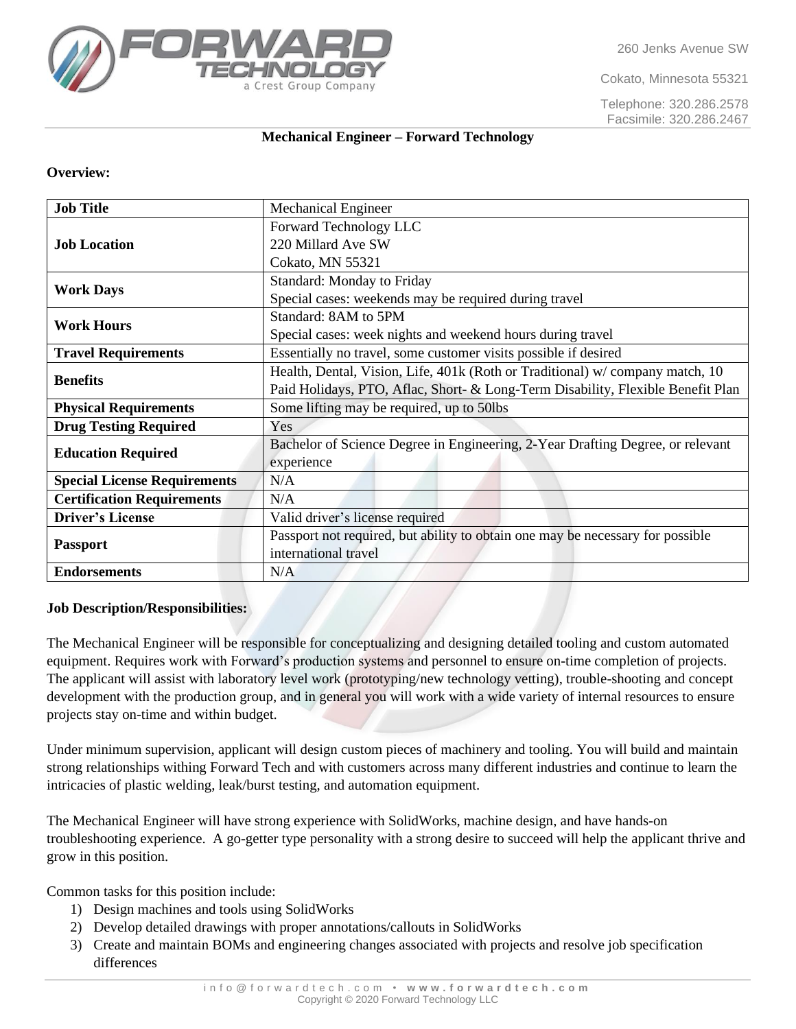## Mechanical Engineer – Forward Technology

**Overview:**

| **Job Title** | Mechanical Engineer |
|---|---|
| **Job Location** | Forward Technology LLC<br>220 Millard Ave SW<br>Cokato, MN 55321 |
| **Work Days** | Standard: Monday to Friday<br>Special cases: weekends may be required during travel |
| **Work Hours** | Standard: 8AM to 5PM<br>Special cases: week nights and weekend hours during travel |
| **Travel Requirements** | Essentially no travel, some customer visits possible if desired |
| **Benefits** | Health, Dental, Vision, Life, 401k (Roth or Traditional) w/ company match, 10 Paid Holidays, PTO, Aflac, Short- & Long-Term Disability, Flexible Benefit Plan |
| **Physical Requirements** | Some lifting may be required, up to 50lbs |
| **Drug Testing Required** | Yes |
| **Education Required** | Bachelor of Science Degree in Engineering, 2-Year Drafting Degree, or relevant experience |
| **Special License Requirements** | N/A |
| **Certification Requirements** | N/A |
| **Driver's License** | Valid driver's license required |
| **Passport** | Passport not required, but ability to obtain one may be necessary for possible international travel |
| **Endorsements** | N/A |

**Job Description/Responsibilities:**

The Mechanical Engineer will be responsible for conceptualizing and designing detailed tooling and custom automated equipment. Requires work with Forward's production systems and personnel to ensure on-time completion of projects. The applicant will assist with laboratory level work (prototyping/new technology vetting), trouble-shooting and concept development with the production group, and in general you will work with a wide variety of internal resources to ensure projects stay on-time and within budget.

Under minimum supervision, applicant will design custom pieces of machinery and tooling. You will build and maintain strong relationships withing Forward Tech and with customers across many different industries and continue to learn the intricacies of plastic welding, leak/burst testing, and automation equipment.

The Mechanical Engineer will have strong experience with SolidWorks, machine design, and have hands-on troubleshooting experience. A go-getter type personality with a strong desire to succeed will help the applicant thrive and grow in this position.

Common tasks for this position include:

1) Design machines and tools using SolidWorks
2) Develop detailed drawings with proper annotations/callouts in SolidWorks
3) Create and maintain BOMs and engineering changes associated with projects and resolve job specification differences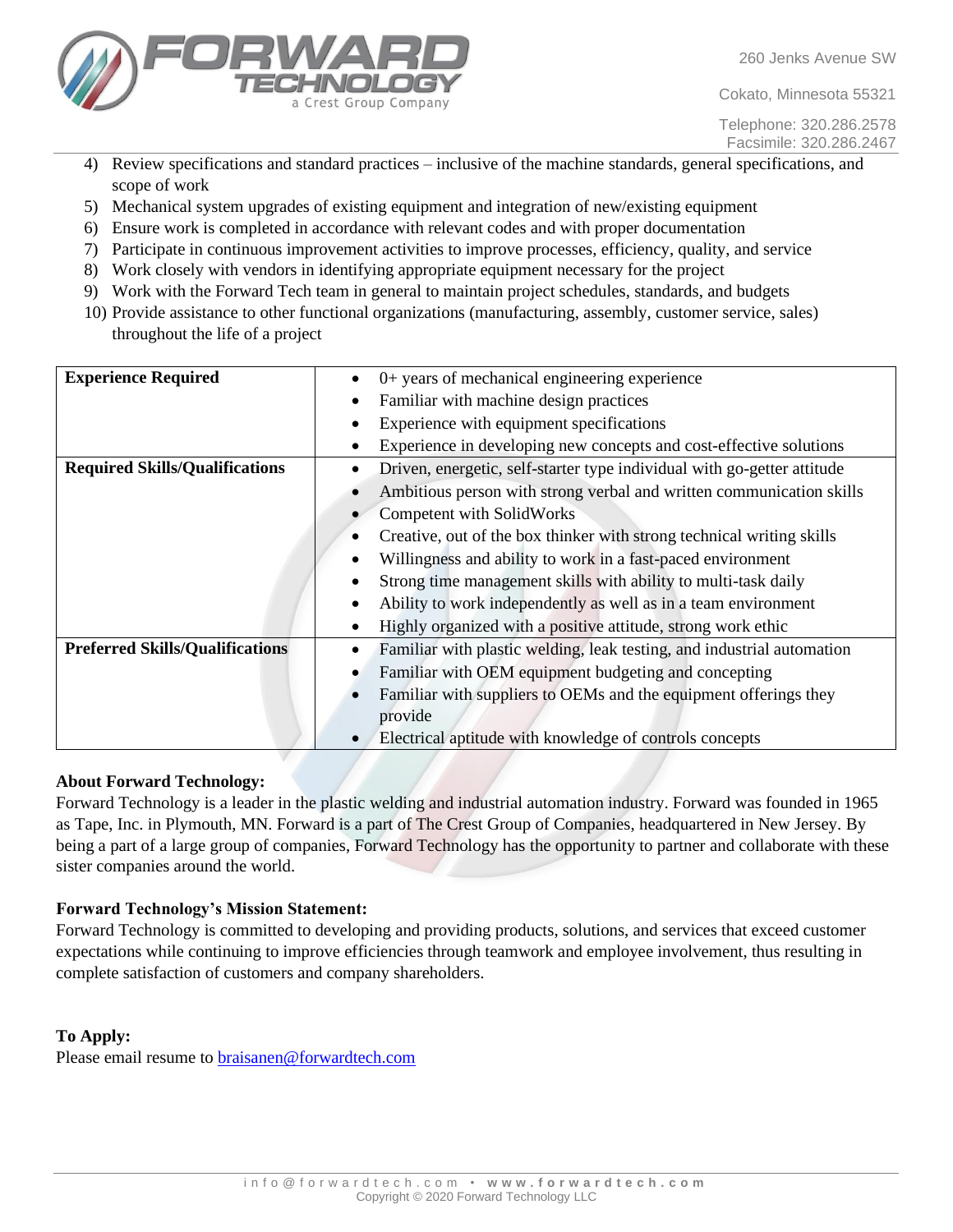4) Review specifications and standard practices – inclusive of the machine standards, general specifications, and scope of work
5) Mechanical system upgrades of existing equipment and integration of new/existing equipment
6) Ensure work is completed in accordance with relevant codes and with proper documentation
7) Participate in continuous improvement activities to improve processes, efficiency, quality, and service
8) Work closely with vendors in identifying appropriate equipment necessary for the project
9) Work with the Forward Tech team in general to maintain project schedules, standards, and budgets
10) Provide assistance to other functional organizations (manufacturing, assembly, customer service, sales) throughout the life of a project

| | |
|---|---|
| **Experience Required** | • 0+ years of mechanical engineering experience<br>• Familiar with machine design practices<br>• Experience with equipment specifications<br>• Experience in developing new concepts and cost-effective solutions |
| **Required Skills/Qualifications** | • Driven, energetic, self-starter type individual with go-getter attitude<br>• Ambitious person with strong verbal and written communication skills<br>• Competent with SolidWorks<br>• Creative, out of the box thinker with strong technical writing skills<br>• Willingness and ability to work in a fast-paced environment<br>• Strong time management skills with ability to multi-task daily<br>• Ability to work independently as well as in a team environment<br>• Highly organized with a positive attitude, strong work ethic |
| **Preferred Skills/Qualifications** | • Familiar with plastic welding, leak testing, and industrial automation<br>• Familiar with OEM equipment budgeting and concepting<br>• Familiar with suppliers to OEMs and the equipment offerings they provide<br>• Electrical aptitude with knowledge of controls concepts |

**About Forward Technology:**
Forward Technology is a leader in the plastic welding and industrial automation industry. Forward was founded in 1965 as Tape, Inc. in Plymouth, MN. Forward is a part of The Crest Group of Companies, headquartered in New Jersey. By being a part of a large group of companies, Forward Technology has the opportunity to partner and collaborate with these sister companies around the world.

**Forward Technology's Mission Statement:**
Forward Technology is committed to developing and providing products, solutions, and services that exceed customer expectations while continuing to improve efficiencies through teamwork and employee involvement, thus resulting in complete satisfaction of customers and company shareholders.

**To Apply:**
Please email resume to braisanen@forwardtech.com